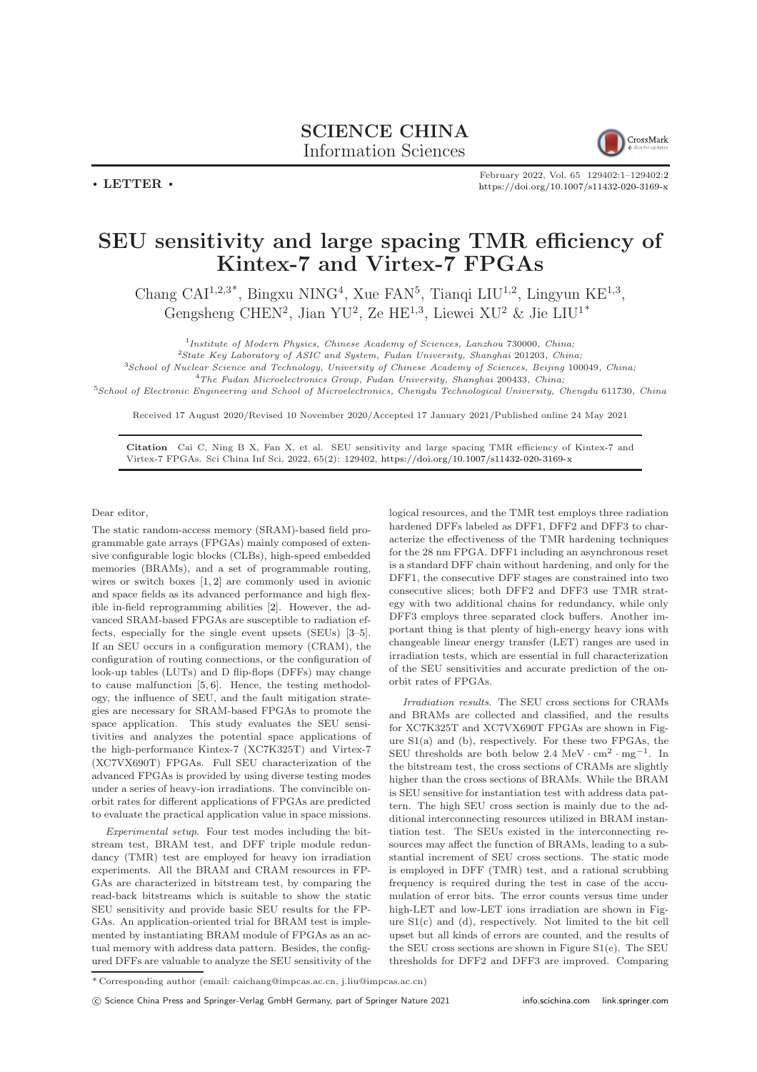**SCIENCE CHINA**
Information Sciences

• LETTER •

February 2022, Vol. 65 129402:1–129402:2
https://doi.org/10.1007/s11432-020-3169-x

# SEU sensitivity and large spacing TMR efficiency of Kintex-7 and Virtex-7 FPGAs

Chang CAI[1,2,3*], Bingxu NING[4], Xue FAN[5], Tianqi LIU[1,2], Lingyun KE[1,3], Gengsheng CHEN[2], Jian YU[2], Ze HE[1,3], Liewei XU[2] & Jie LIU[1*]

[1] *Institute of Modern Physics, Chinese Academy of Sciences, Lanzhou* 730000*, China;*
[2] *State Key Laboratory of ASIC and System, Fudan University, Shanghai* 201203*, China;*
[3] *School of Nuclear Science and Technology, University of Chinese Academy of Sciences, Beijing* 100049*, China;*
[4] *The Fudan Microelectronics Group, Fudan University, Shanghai* 200433*, China;*
[5] *School of Electronic Engineering and School of Microelectronics, Chengdu Technological University, Chengdu* 611730*, China*

Received 17 August 2020/Revised 10 November 2020/Accepted 17 January 2021/Published online 24 May 2021

**Citation** Cai C, Ning B X, Fan X, et al. SEU sensitivity and large spacing TMR efficiency of Kintex-7 and Virtex-7 FPGAs. Sci China Inf Sci, 2022, 65(2): 129402, https://doi.org/10.1007/s11432-020-3169-x

Dear editor,

The static random-access memory (SRAM)-based field programmable gate arrays (FPGAs) mainly composed of extensive configurable logic blocks (CLBs), high-speed embedded memories (BRAMs), and a set of programmable routing, wires or switch boxes [1, 2] are commonly used in avionic and space fields as its advanced performance and high flexible in-field reprogramming abilities [2]. However, the advanced SRAM-based FPGAs are susceptible to radiation effects, especially for the single event upsets (SEUs) [3–5]. If an SEU occurs in a configuration memory (CRAM), the configuration of routing connections, or the configuration of look-up tables (LUTs) and D flip-flops (DFFs) may change to cause malfunction [5, 6]. Hence, the testing methodology, the influence of SEU, and the fault mitigation strategies are necessary for SRAM-based FPGAs to promote the space application. This study evaluates the SEU sensitivities and analyzes the potential space applications of the high-performance Kintex-7 (XC7K325T) and Virtex-7 (XC7VX690T) FPGAs. Full SEU characterization of the advanced FPGAs is provided by using diverse testing modes under a series of heavy-ion irradiations. The convincible on-orbit rates for different applications of FPGAs are predicted to evaluate the practical application value in space missions.

*Experimental setup.* Four test modes including the bitstream test, BRAM test, and DFF triple module redundancy (TMR) test are employed for heavy ion irradiation experiments. All the BRAM and CRAM resources in FPGAs are characterized in bitstream test, by comparing the read-back bitstreams which is suitable to show the static SEU sensitivity and provide basic SEU results for the FPGAs. An application-oriented trial for BRAM test is implemented by instantiating BRAM module of FPGAs as an actual memory with address data pattern. Besides, the configured DFFs are valuable to analyze the SEU sensitivity of the logical resources, and the TMR test employs three radiation hardened DFFs labeled as DFF1, DFF2 and DFF3 to characterize the effectiveness of the TMR hardening techniques for the 28 nm FPGA. DFF1 including an asynchronous reset is a standard DFF chain without hardening, and only for the DFF1, the consecutive DFF stages are constrained into two consecutive slices; both DFF2 and DFF3 use TMR strategy with two additional chains for redundancy, while only DFF3 employs three separated clock buffers. Another important thing is that plenty of high-energy heavy ions with changeable linear energy transfer (LET) ranges are used in irradiation tests, which are essential in full characterization of the SEU sensitivities and accurate prediction of the on-orbit rates of FPGAs.

*Irradiation results.* The SEU cross sections for CRAMs and BRAMs are collected and classified, and the results for XC7K325T and XC7VX690T FPGAs are shown in Figure S1(a) and (b), respectively. For these two FPGAs, the SEU thresholds are both below 2.4 $\mathrm{MeV \cdot cm^2 \cdot mg^{-1}}$. In the bitstream test, the cross sections of CRAMs are slightly higher than the cross sections of BRAMs. While the BRAM is SEU sensitive for instantiation test with address data pattern. The high SEU cross section is mainly due to the additional interconnecting resources utilized in BRAM instantiation test. The SEUs existed in the interconnecting resources may affect the function of BRAMs, leading to a substantial increment of SEU cross sections. The static mode is employed in DFF (TMR) test, and a rational scrubbing frequency is required during the test in case of the accumulation of error bits. The error counts versus time under high-LET and low-LET ions irradiation are shown in Figure S1(c) and (d), respectively. Not limited to the bit cell upset but all kinds of errors are counted, and the results of the SEU cross sections are shown in Figure S1(e). The SEU thresholds for DFF2 and DFF3 are improved. Comparing

* Corresponding author (email: caichang@impcas.ac.cn, j.liu@impcas.ac.cn)

© Science China Press and Springer-Verlag GmbH Germany, part of Springer Nature 2021 info.scichina.com link.springer.com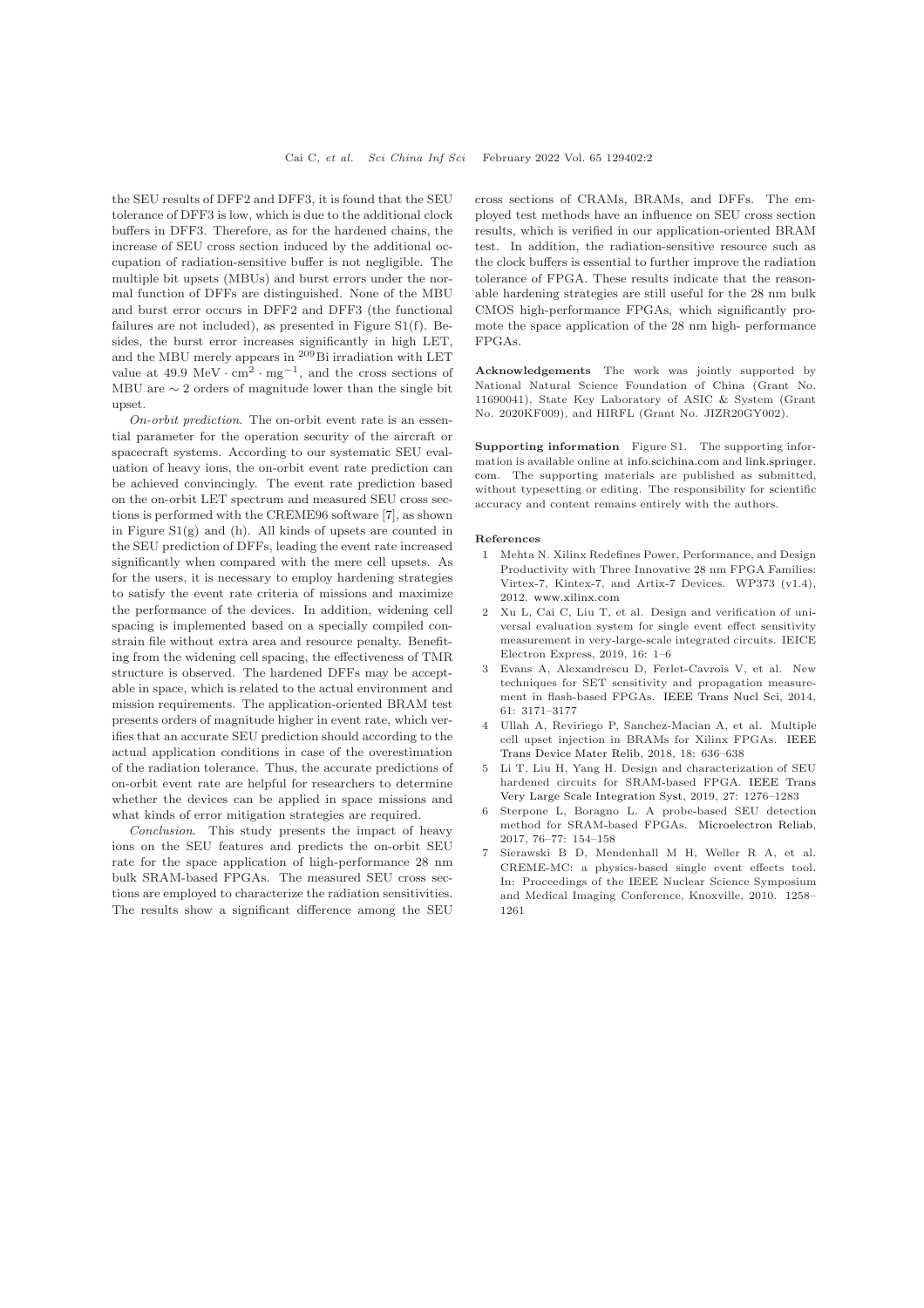the SEU results of DFF2 and DFF3, it is found that the SEU tolerance of DFF3 is low, which is due to the additional clock buffers in DFF3. Therefore, as for the hardened chains, the increase of SEU cross section induced by the additional occupation of radiation-sensitive buffer is not negligible. The multiple bit upsets (MBUs) and burst errors under the normal function of DFFs are distinguished. None of the MBU and burst error occurs in DFF2 and DFF3 (the functional failures are not included), as presented in Figure S1(f). Besides, the burst error increases significantly in high LET, and the MBU merely appears in $^{209}$Bi irradiation with LET value at 49.9 $\mathrm{MeV \cdot cm^2 \cdot mg^{-1}}$, and the cross sections of MBU are $\sim 2$ orders of magnitude lower than the single bit upset.

*On-orbit prediction.* The on-orbit event rate is an essential parameter for the operation security of the aircraft or spacecraft systems. According to our systematic SEU evaluation of heavy ions, the on-orbit event rate prediction can be achieved convincingly. The event rate prediction based on the on-orbit LET spectrum and measured SEU cross sections is performed with the CREME96 software [7], as shown in Figure S1(g) and (h). All kinds of upsets are counted in the SEU prediction of DFFs, leading the event rate increased significantly when compared with the mere cell upsets. As for the users, it is necessary to employ hardening strategies to satisfy the event rate criteria of missions and maximize the performance of the devices. In addition, widening cell spacing is implemented based on a specially compiled constrain file without extra area and resource penalty. Benefiting from the widening cell spacing, the effectiveness of TMR structure is observed. The hardened DFFs may be acceptable in space, which is related to the actual environment and mission requirements. The application-oriented BRAM test presents orders of magnitude higher in event rate, which verifies that an accurate SEU prediction should according to the actual application conditions in case of the overestimation of the radiation tolerance. Thus, the accurate predictions of on-orbit event rate are helpful for researchers to determine whether the devices can be applied in space missions and what kinds of error mitigation strategies are required.

*Conclusion.* This study presents the impact of heavy ions on the SEU features and predicts the on-orbit SEU rate for the space application of high-performance 28 nm bulk SRAM-based FPGAs. The measured SEU cross sections are employed to characterize the radiation sensitivities. The results show a significant difference among the SEU cross sections of CRAMs, BRAMs, and DFFs. The employed test methods have an influence on SEU cross section results, which is verified in our application-oriented BRAM test. In addition, the radiation-sensitive resource such as the clock buffers is essential to further improve the radiation tolerance of FPGA. These results indicate that the reasonable hardening strategies are still useful for the 28 nm bulk CMOS high-performance FPGAs, which significantly promote the space application of the 28 nm high- performance FPGAs.

**Acknowledgements** The work was jointly supported by National Natural Science Foundation of China (Grant No. 11690041), State Key Laboratory of ASIC & System (Grant No. 2020KF009), and HIRFL (Grant No. JIZR20GY002).

**Supporting information** Figure S1. The supporting information is available online at info.scichina.com and link.springer.com. The supporting materials are published as submitted, without typesetting or editing. The responsibility for scientific accuracy and content remains entirely with the authors.

#### References

1. Mehta N. Xilinx Redefines Power, Performance, and Design Productivity with Three Innovative 28 nm FPGA Families: Virtex-7, Kintex-7, and Artix-7 Devices. WP373 (v1.4), 2012. www.xilinx.com
2. Xu L, Cai C, Liu T, et al. Design and verification of universal evaluation system for single event effect sensitivity measurement in very-large-scale integrated circuits. IEICE Electron Express, 2019, 16: 1–6
3. Evans A, Alexandrescu D, Ferlet-Cavrois V, et al. New techniques for SET sensitivity and propagation measurement in flash-based FPGAs. IEEE Trans Nucl Sci, 2014, 61: 3171–3177
4. Ullah A, Reviriego P, Sanchez-Macian A, et al. Multiple cell upset injection in BRAMs for Xilinx FPGAs. IEEE Trans Device Mater Relib, 2018, 18: 636–638
5. Li T, Liu H, Yang H. Design and characterization of SEU hardened circuits for SRAM-based FPGA. IEEE Trans Very Large Scale Integration Syst, 2019, 27: 1276–1283
6. Sterpone L, Boragno L. A probe-based SEU detection method for SRAM-based FPGAs. Microelectron Reliab, 2017, 76–77: 154–158
7. Sierawski B D, Mendenhall M H, Weller R A, et al. CREME-MC: a physics-based single event effects tool. In: Proceedings of the IEEE Nuclear Science Symposium and Medical Imaging Conference, Knoxville, 2010. 1258–1261